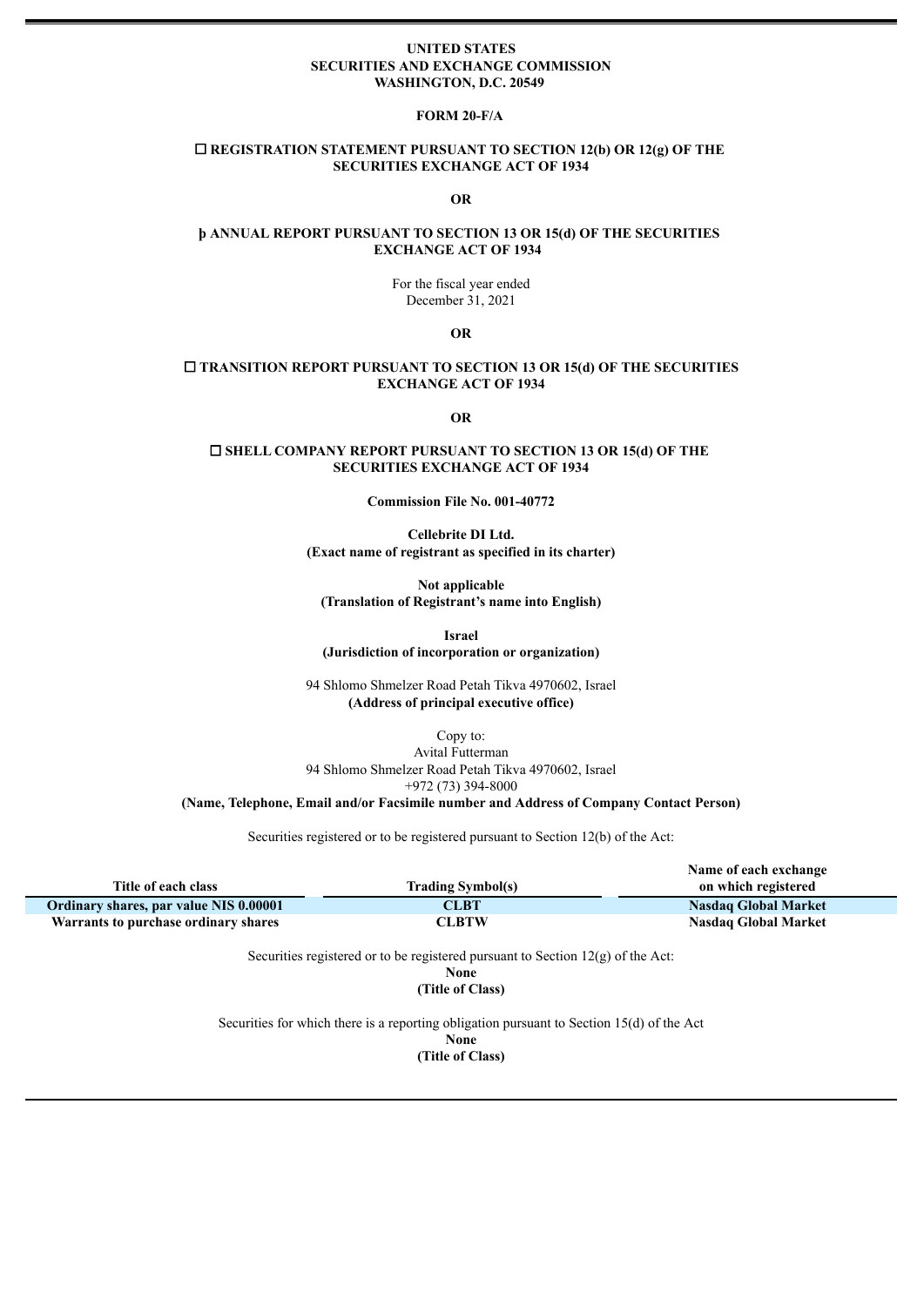**UNITED STATES**
**SECURITIES AND EXCHANGE COMMISSION**
**WASHINGTON, D.C. 20549**

**FORM 20-F/A**

☐ **REGISTRATION STATEMENT PURSUANT TO SECTION 12(b) OR 12(g) OF THE SECURITIES EXCHANGE ACT OF 1934**

**OR**

þ **ANNUAL REPORT PURSUANT TO SECTION 13 OR 15(d) OF THE SECURITIES EXCHANGE ACT OF 1934**

For the fiscal year ended
December 31, 2021

**OR**

☐ **TRANSITION REPORT PURSUANT TO SECTION 13 OR 15(d) OF THE SECURITIES EXCHANGE ACT OF 1934**

**OR**

☐ **SHELL COMPANY REPORT PURSUANT TO SECTION 13 OR 15(d) OF THE SECURITIES EXCHANGE ACT OF 1934**

**Commission File No. 001-40772**

**Cellebrite DI Ltd.**
**(Exact name of registrant as specified in its charter)**

**Not applicable**
**(Translation of Registrant's name into English)**

**Israel**
**(Jurisdiction of incorporation or organization)**

94 Shlomo Shmelzer Road Petah Tikva 4970602, Israel
**(Address of principal executive office)**

Copy to:
Avital Futterman
94 Shlomo Shmelzer Road Petah Tikva 4970602, Israel
+972 (73) 394-8000
**(Name, Telephone, Email and/or Facsimile number and Address of Company Contact Person)**

Securities registered or to be registered pursuant to Section 12(b) of the Act:

| Title of each class | Trading Symbol(s) | Name of each exchange on which registered |
|---|---|---|
| **Ordinary shares, par value NIS 0.00001** | **CLBT** | **Nasdaq Global Market** |
| **Warrants to purchase ordinary shares** | **CLBTW** | **Nasdaq Global Market** |

Securities registered or to be registered pursuant to Section 12(g) of the Act:
**None**
**(Title of Class)**

Securities for which there is a reporting obligation pursuant to Section 15(d) of the Act
**None**
**(Title of Class)**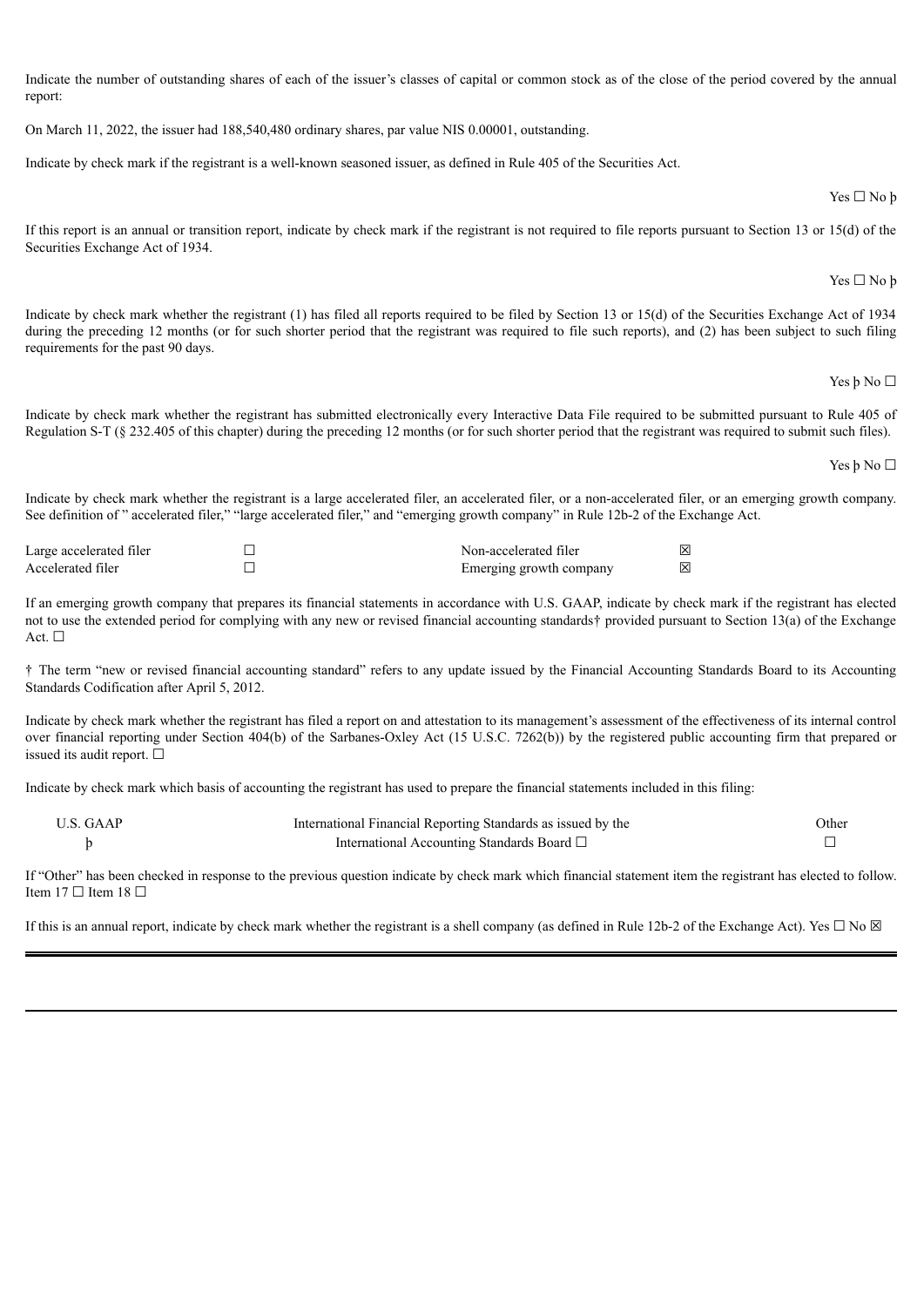Indicate the number of outstanding shares of each of the issuer's classes of capital or common stock as of the close of the period covered by the annual report:

On March 11, 2022, the issuer had 188,540,480 ordinary shares, par value NIS 0.00001, outstanding.

Indicate by check mark if the registrant is a well-known seasoned issuer, as defined in Rule 405 of the Securities Act.

Yes ☐ No þ

If this report is an annual or transition report, indicate by check mark if the registrant is not required to file reports pursuant to Section 13 or 15(d) of the Securities Exchange Act of 1934.

Yes ☐ No þ

Indicate by check mark whether the registrant (1) has filed all reports required to be filed by Section 13 or 15(d) of the Securities Exchange Act of 1934 during the preceding 12 months (or for such shorter period that the registrant was required to file such reports), and (2) has been subject to such filing requirements for the past 90 days.

Yes þ No ☐

Indicate by check mark whether the registrant has submitted electronically every Interactive Data File required to be submitted pursuant to Rule 405 of Regulation S-T (§ 232.405 of this chapter) during the preceding 12 months (or for such shorter period that the registrant was required to submit such files).

Yes þ No ☐

Indicate by check mark whether the registrant is a large accelerated filer, an accelerated filer, or a non-accelerated filer, or an emerging growth company. See definition of " accelerated filer," "large accelerated filer," and "emerging growth company" in Rule 12b-2 of the Exchange Act.

| | | | |
|---|---|---|---|
| Large accelerated filer | ☐ | Non-accelerated filer | ☒ |
| Accelerated filer | ☐ | Emerging growth company | ☒ |

If an emerging growth company that prepares its financial statements in accordance with U.S. GAAP, indicate by check mark if the registrant has elected not to use the extended period for complying with any new or revised financial accounting standards† provided pursuant to Section 13(a) of the Exchange Act. ☐

† The term "new or revised financial accounting standard" refers to any update issued by the Financial Accounting Standards Board to its Accounting Standards Codification after April 5, 2012.

Indicate by check mark whether the registrant has filed a report on and attestation to its management's assessment of the effectiveness of its internal control over financial reporting under Section 404(b) of the Sarbanes-Oxley Act (15 U.S.C. 7262(b)) by the registered public accounting firm that prepared or issued its audit report. ☐

Indicate by check mark which basis of accounting the registrant has used to prepare the financial statements included in this filing:

| U.S. GAAP | International Financial Reporting Standards as issued by the International Accounting Standards Board ☐ | Other |
|---|---|---|
| þ | | ☐ |

If "Other" has been checked in response to the previous question indicate by check mark which financial statement item the registrant has elected to follow. Item 17 ☐ Item 18 ☐

If this is an annual report, indicate by check mark whether the registrant is a shell company (as defined in Rule 12b-2 of the Exchange Act). Yes ☐ No ☒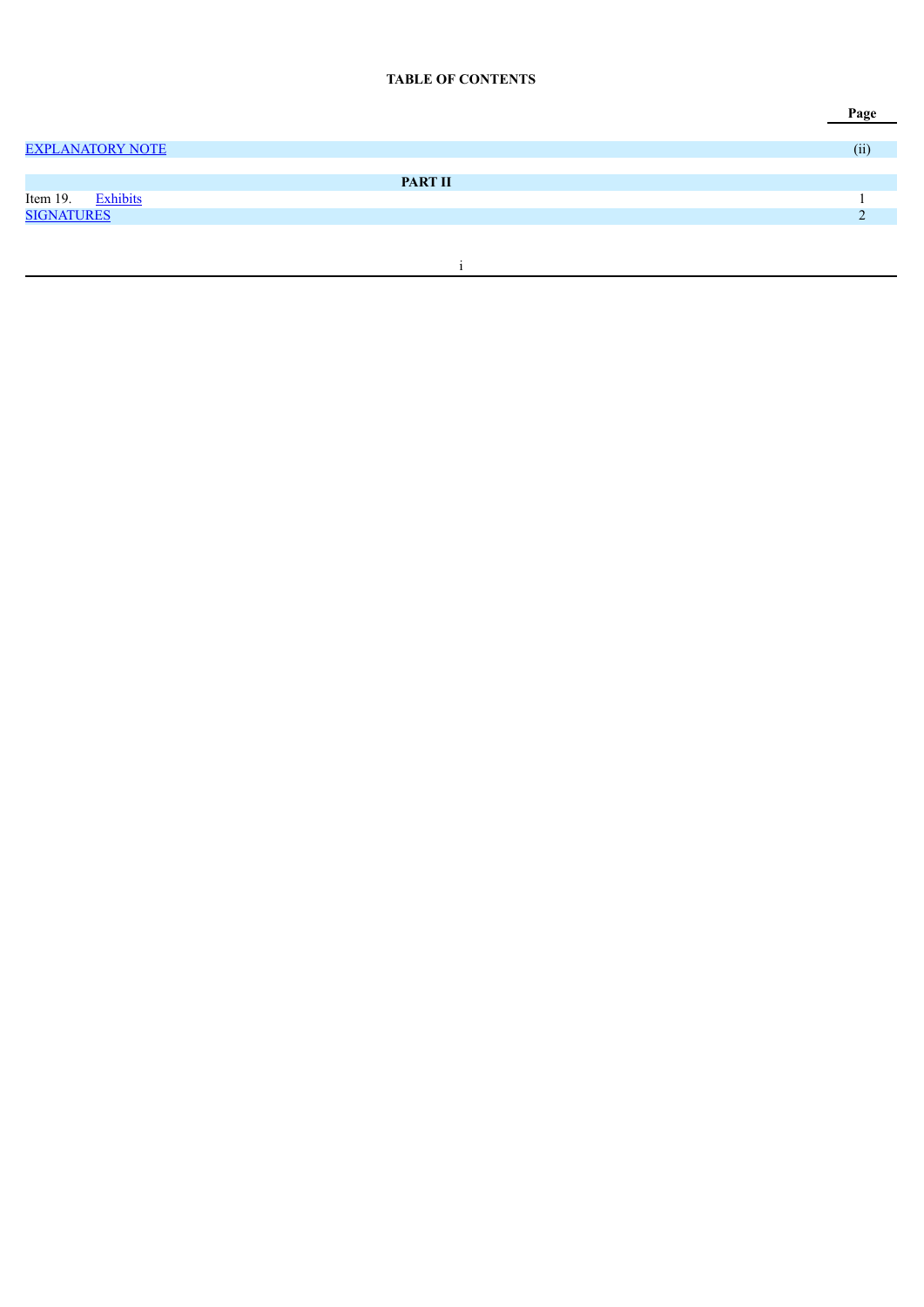**TABLE OF CONTENTS**

| | | Page |
|---|---|---|
| EXPLANATORY NOTE | | (ii) |
| | **PART II** | |
| Item 19. | Exhibits | 1 |
| SIGNATURES | | 2 |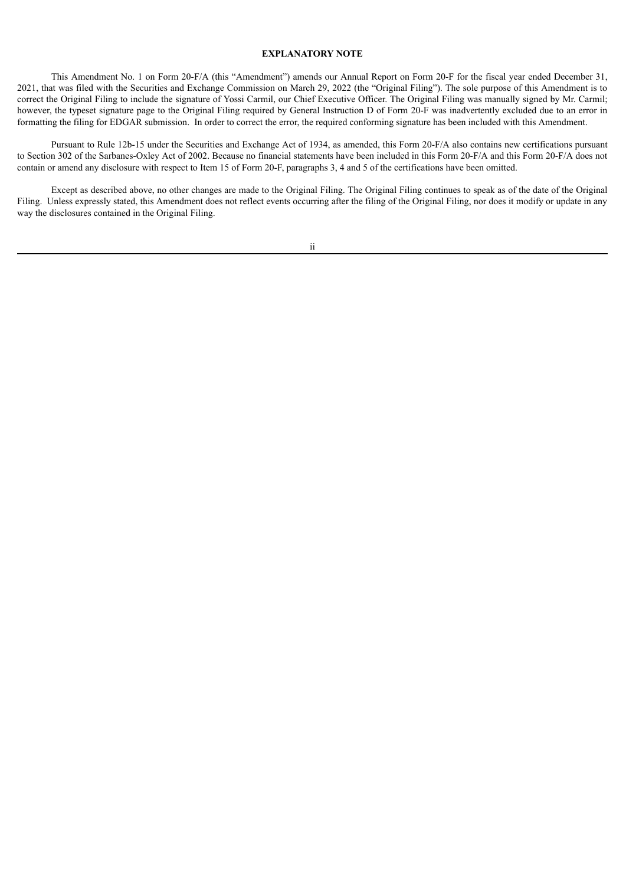## EXPLANATORY NOTE

This Amendment No. 1 on Form 20-F/A (this "Amendment") amends our Annual Report on Form 20-F for the fiscal year ended December 31, 2021, that was filed with the Securities and Exchange Commission on March 29, 2022 (the "Original Filing"). The sole purpose of this Amendment is to correct the Original Filing to include the signature of Yossi Carmil, our Chief Executive Officer. The Original Filing was manually signed by Mr. Carmil; however, the typeset signature page to the Original Filing required by General Instruction D of Form 20-F was inadvertently excluded due to an error in formatting the filing for EDGAR submission. In order to correct the error, the required conforming signature has been included with this Amendment.

Pursuant to Rule 12b-15 under the Securities and Exchange Act of 1934, as amended, this Form 20-F/A also contains new certifications pursuant to Section 302 of the Sarbanes-Oxley Act of 2002. Because no financial statements have been included in this Form 20-F/A and this Form 20-F/A does not contain or amend any disclosure with respect to Item 15 of Form 20-F, paragraphs 3, 4 and 5 of the certifications have been omitted.

Except as described above, no other changes are made to the Original Filing. The Original Filing continues to speak as of the date of the Original Filing. Unless expressly stated, this Amendment does not reflect events occurring after the filing of the Original Filing, nor does it modify or update in any way the disclosures contained in the Original Filing.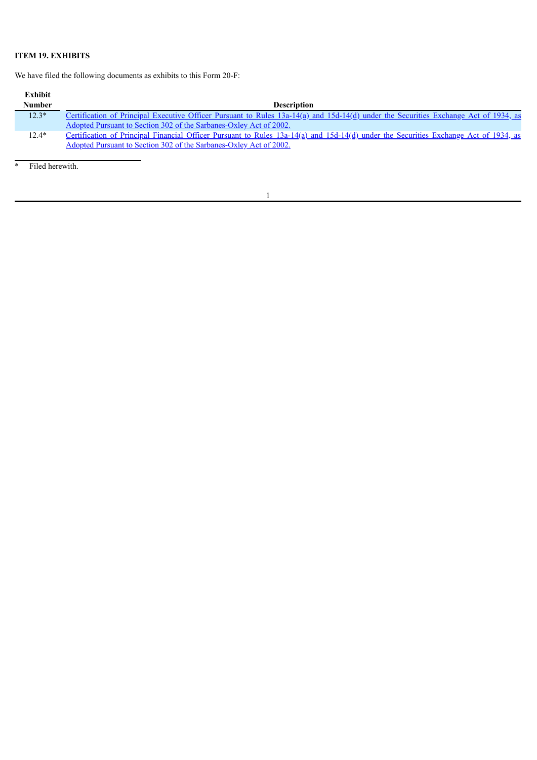**ITEM 19. EXHIBITS**

We have filed the following documents as exhibits to this Form 20-F:

| Exhibit Number | Description |
|---|---|
| 12.3* | Certification of Principal Executive Officer Pursuant to Rules 13a-14(a) and 15d-14(d) under the Securities Exchange Act of 1934, as Adopted Pursuant to Section 302 of the Sarbanes-Oxley Act of 2002. |
| 12.4* | Certification of Principal Financial Officer Pursuant to Rules 13a-14(a) and 15d-14(d) under the Securities Exchange Act of 1934, as Adopted Pursuant to Section 302 of the Sarbanes-Oxley Act of 2002. |

\* Filed herewith.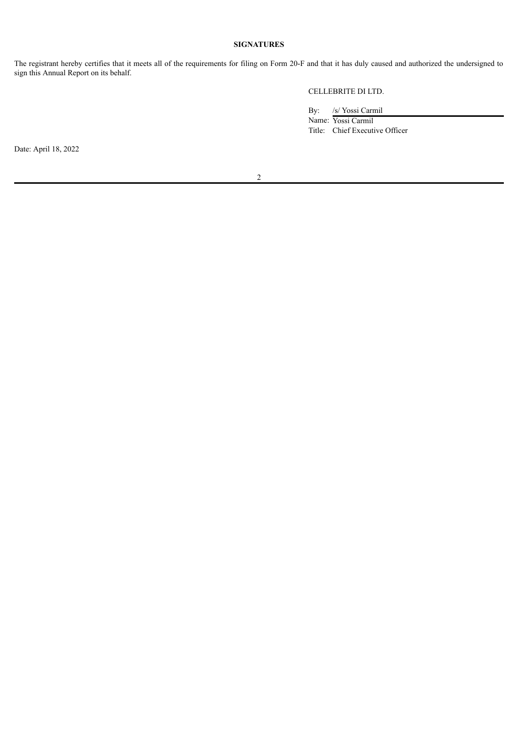**SIGNATURES**

The registrant hereby certifies that it meets all of the requirements for filing on Form 20-F and that it has duly caused and authorized the undersigned to sign this Annual Report on its behalf.

CELLEBRITE DI LTD.

By: /s/ Yossi Carmil

Name: Yossi Carmil

Title: Chief Executive Officer

Date: April 18, 2022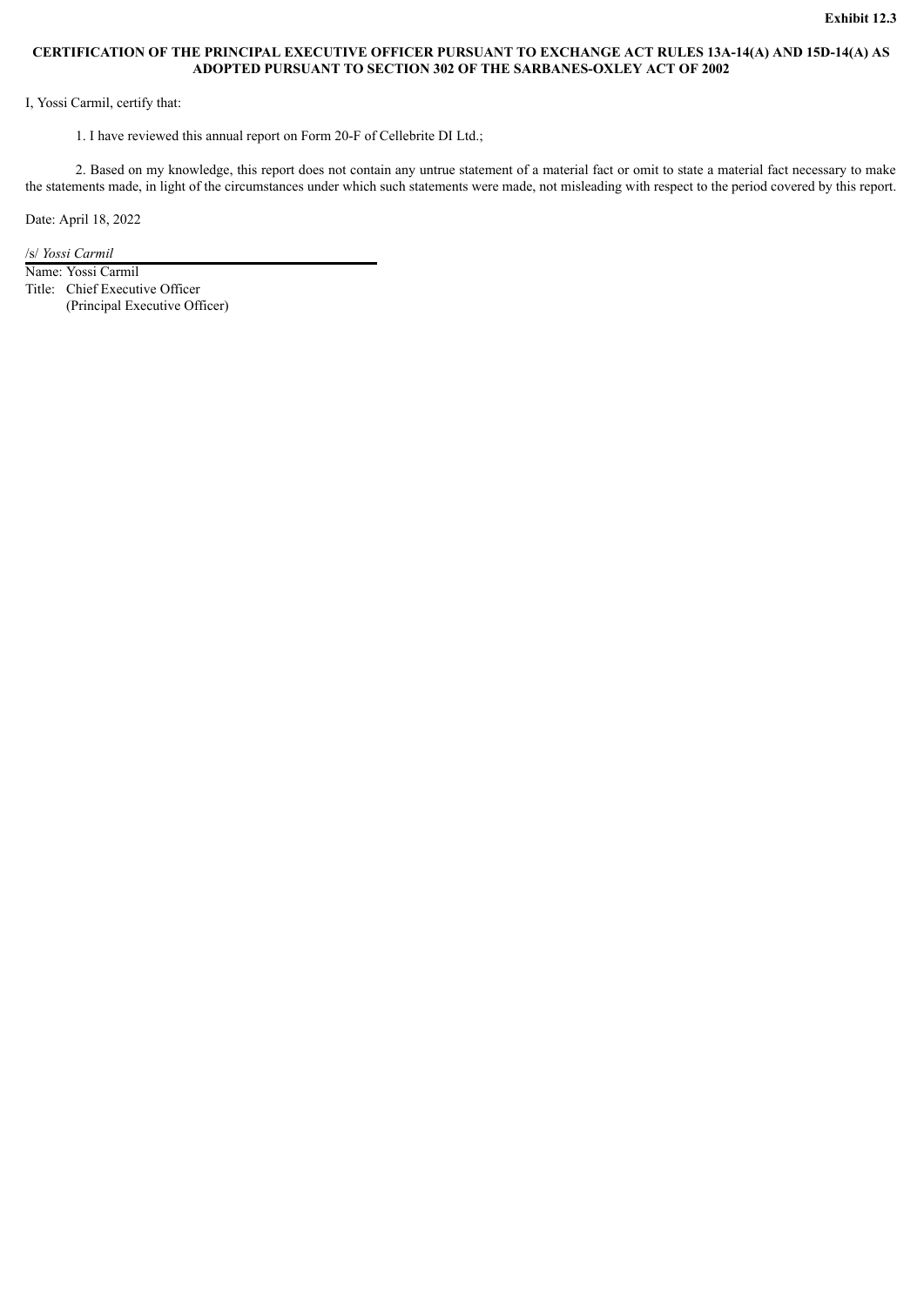**Exhibit 12.3**

**CERTIFICATION OF THE PRINCIPAL EXECUTIVE OFFICER PURSUANT TO EXCHANGE ACT RULES 13A-14(A) AND 15D-14(A) AS ADOPTED PURSUANT TO SECTION 302 OF THE SARBANES-OXLEY ACT OF 2002**

I, Yossi Carmil, certify that:

1. I have reviewed this annual report on Form 20-F of Cellebrite DI Ltd.;

2. Based on my knowledge, this report does not contain any untrue statement of a material fact or omit to state a material fact necessary to make the statements made, in light of the circumstances under which such statements were made, not misleading with respect to the period covered by this report.

Date: April 18, 2022

/s/ *Yossi Carmil*

Name: Yossi Carmil
Title: Chief Executive Officer
(Principal Executive Officer)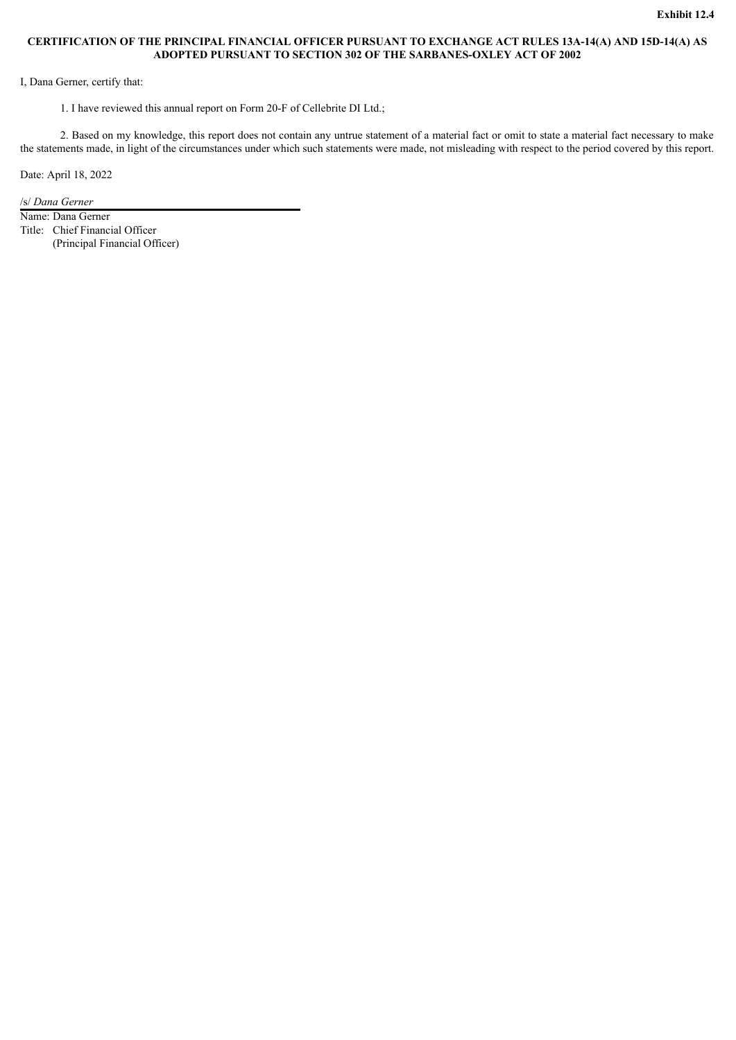**Exhibit 12.4**

**CERTIFICATION OF THE PRINCIPAL FINANCIAL OFFICER PURSUANT TO EXCHANGE ACT RULES 13A-14(A) AND 15D-14(A) AS ADOPTED PURSUANT TO SECTION 302 OF THE SARBANES-OXLEY ACT OF 2002**

I, Dana Gerner, certify that:

1. I have reviewed this annual report on Form 20-F of Cellebrite DI Ltd.;

2. Based on my knowledge, this report does not contain any untrue statement of a material fact or omit to state a material fact necessary to make the statements made, in light of the circumstances under which such statements were made, not misleading with respect to the period covered by this report.

Date: April 18, 2022

/s/ *Dana Gerner*

Name: Dana Gerner
Title: Chief Financial Officer
(Principal Financial Officer)